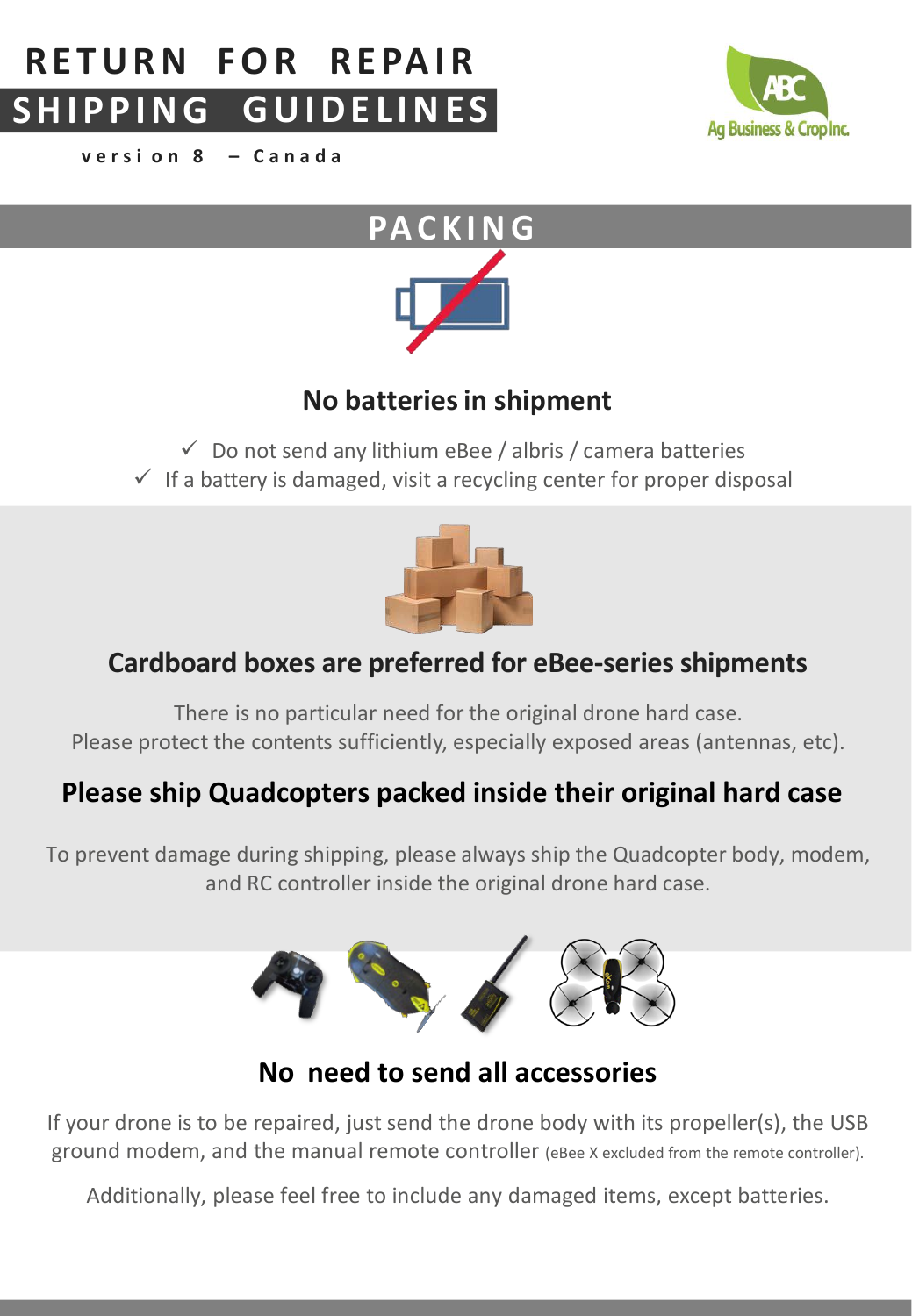# RETURN FOR REPAIR
# SHIPPING GUIDELINES

**version 8 – Canada**

Ag Business & Crop Inc.

## PACKING

### No batteries in shipment

- ✓ Do not send any lithium eBee / albris / camera batteries
- ✓ If a battery is damaged, visit a recycling center for proper disposal

### Cardboard boxes are preferred for eBee-series shipments

There is no particular need for the original drone hard case.
Please protect the contents sufficiently, especially exposed areas (antennas, etc).

### Please ship Quadcopters packed inside their original hard case

To prevent damage during shipping, please always ship the Quadcopter body, modem, and RC controller inside the original drone hard case.

### No need to send all accessories

If your drone is to be repaired, just send the drone body with its propeller(s), the USB ground modem, and the manual remote controller (eBee X excluded from the remote controller).

Additionally, please feel free to include any damaged items, except batteries.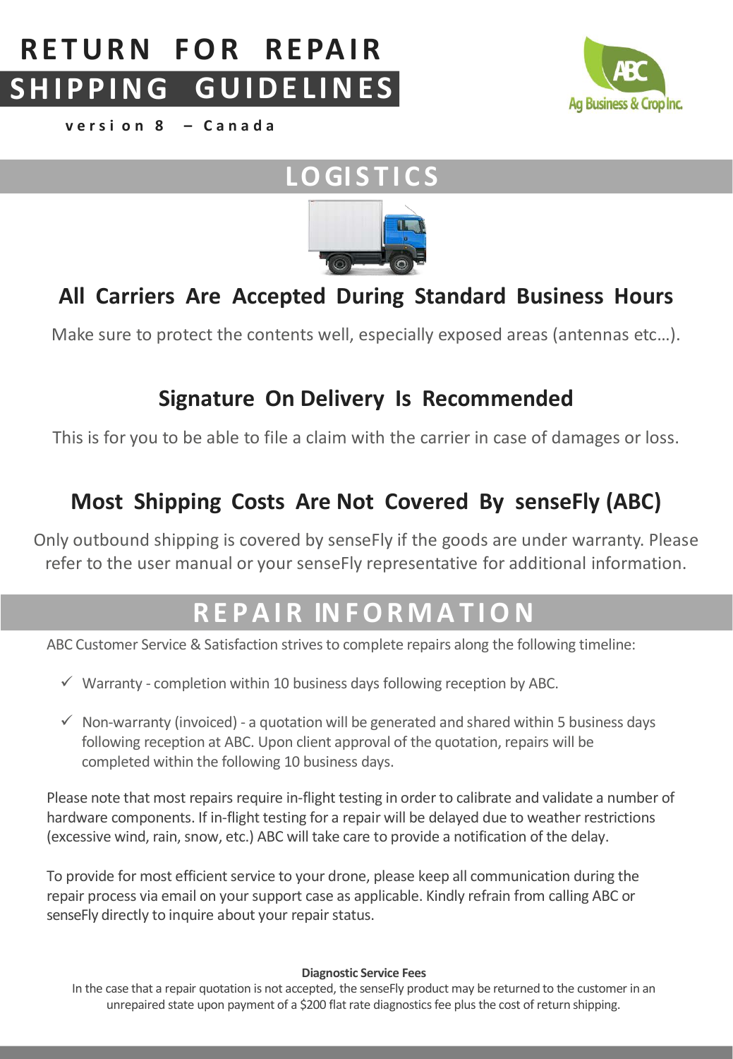# RETURN FOR REPAIR

# SHIPPING GUIDELINES

**version 8 – Canada**

Ag Business & Crop Inc.

## LOGISTICS

### All Carriers Are Accepted During Standard Business Hours

Make sure to protect the contents well, especially exposed areas (antennas etc…).

### Signature On Delivery Is Recommended

This is for you to be able to file a claim with the carrier in case of damages or loss.

### Most Shipping Costs Are Not Covered By senseFly (ABC)

Only outbound shipping is covered by senseFly if the goods are under warranty. Please refer to the user manual or your senseFly representative for additional information.

## REPAIR INFORMATION

ABC Customer Service & Satisfaction strives to complete repairs along the following timeline:

- ✓ Warranty - completion within 10 business days following reception by ABC.
- ✓ Non-warranty (invoiced) - a quotation will be generated and shared within 5 business days following reception at ABC. Upon client approval of the quotation, repairs will be completed within the following 10 business days.

Please note that most repairs require in-flight testing in order to calibrate and validate a number of hardware components. If in-flight testing for a repair will be delayed due to weather restrictions (excessive wind, rain, snow, etc.) ABC will take care to provide a notification of the delay.

To provide for most efficient service to your drone, please keep all communication during the repair process via email on your support case as applicable. Kindly refrain from calling ABC or senseFly directly to inquire about your repair status.

**Diagnostic Service Fees**

In the case that a repair quotation is not accepted, the senseFly product may be returned to the customer in an unrepaired state upon payment of a $200 flat rate diagnostics fee plus the cost of return shipping.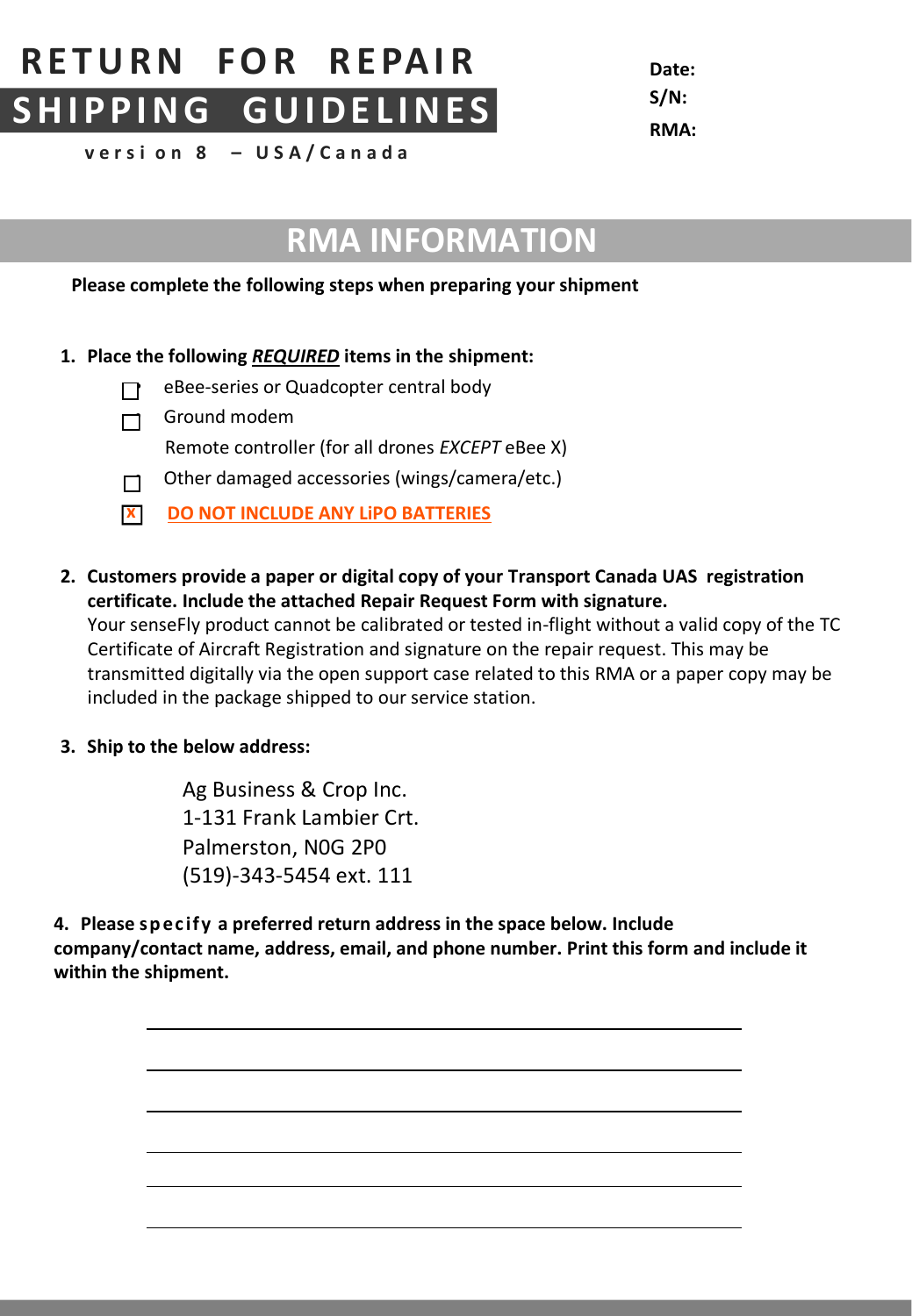# RETURN FOR REPAIR
# SHIPPING GUIDELINES

**version 8 – USA/Canada**

**Date:**
**S/N:**
**RMA:**

## RMA INFORMATION

**Please complete the following steps when preparing your shipment**

1. **Place the following *REQUIRED* items in the shipment:**
   - [ ] eBee-series or Quadcopter central body
   - [ ] Ground modem
   - Remote controller (for all drones *EXCEPT* eBee X)
   - [ ] Other damaged accessories (wings/camera/etc.)
   - [x] **DO NOT INCLUDE ANY LiPO BATTERIES**

2. **Customers provide a paper or digital copy of your Transport Canada UAS registration certificate. Include the attached Repair Request Form with signature.**
   Your senseFly product cannot be calibrated or tested in-flight without a valid copy of the TC Certificate of Aircraft Registration and signature on the repair request. This may be transmitted digitally via the open support case related to this RMA or a paper copy may be included in the package shipped to our service station.

3. **Ship to the below address:**

   Ag Business & Crop Inc.
   1-131 Frank Lambier Crt.
   Palmerston, N0G 2P0
   (519)-343-5454 ext. 111

4. **Please specify a preferred return address in the space below. Include company/contact name, address, email, and phone number. Print this form and include it within the shipment.**

______________________________________________

______________________________________________

______________________________________________

______________________________________________

______________________________________________

______________________________________________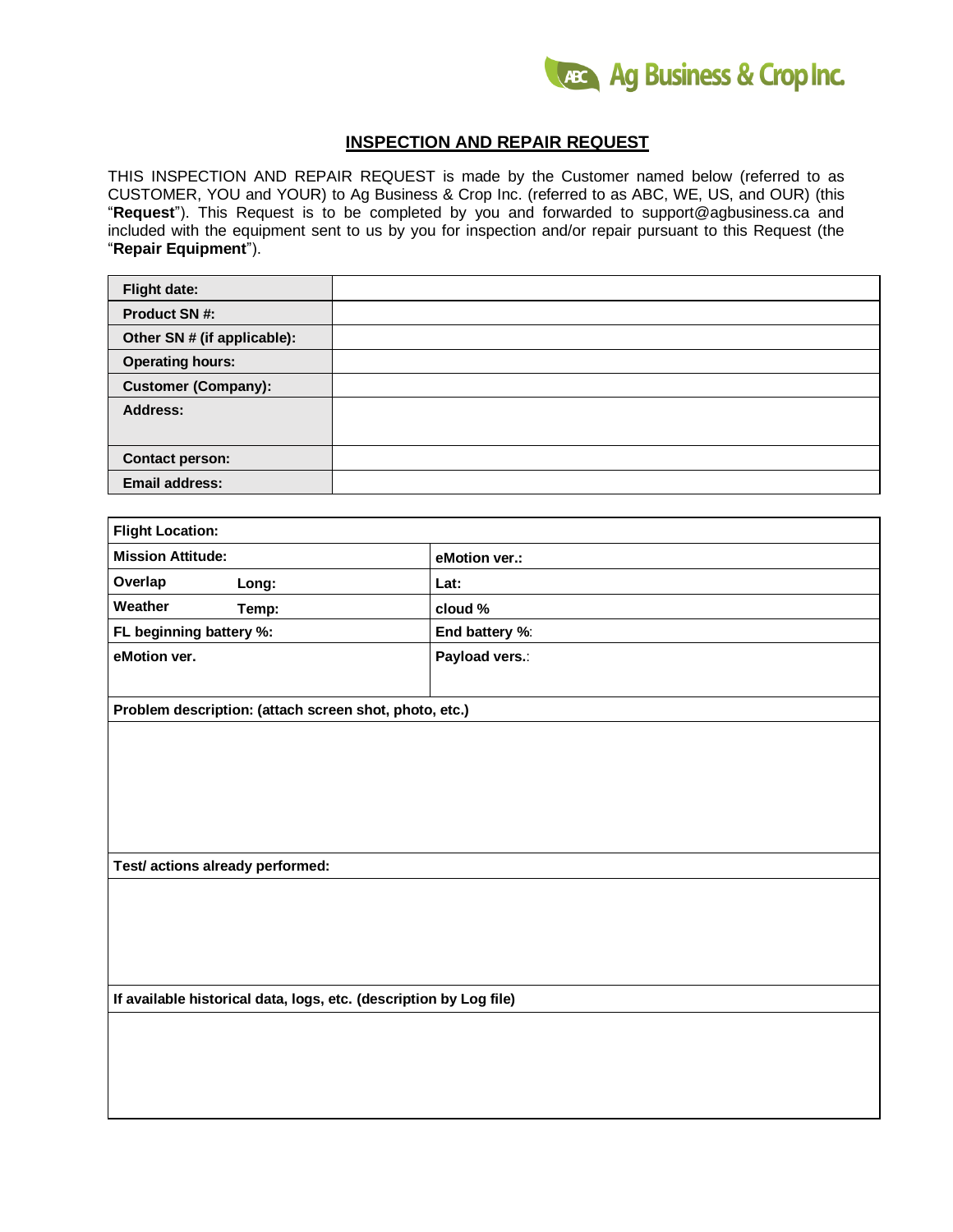Ag Business & Crop Inc.

## INSPECTION AND REPAIR REQUEST

THIS INSPECTION AND REPAIR REQUEST is made by the Customer named below (referred to as CUSTOMER, YOU and YOUR) to Ag Business & Crop Inc. (referred to as ABC, WE, US, and OUR) (this "**Request**"). This Request is to be completed by you and forwarded to support@agbusiness.ca and included with the equipment sent to us by you for inspection and/or repair pursuant to this Request (the "**Repair Equipment**").

| | |
|---|---|
| **Flight date:** | |
| **Product SN #:** | |
| **Other SN # (if applicable):** | |
| **Operating hours:** | |
| **Customer (Company):** | |
| **Address:** | |
| **Contact person:** | |
| **Email address:** | |

| | |
|---|---|
| **Flight Location:** | |
| **Mission Attitude:** | **eMotion ver.:** |
| **Overlap** **Long:** | **Lat:** |
| **Weather** **Temp:** | **cloud %** |
| **FL beginning battery %:** | **End battery %**: |
| **eMotion ver.** | **Payload vers.**: |

**Problem description: (attach screen shot, photo, etc.)**

**Test/ actions already performed:**

**If available historical data, logs, etc. (description by Log file)**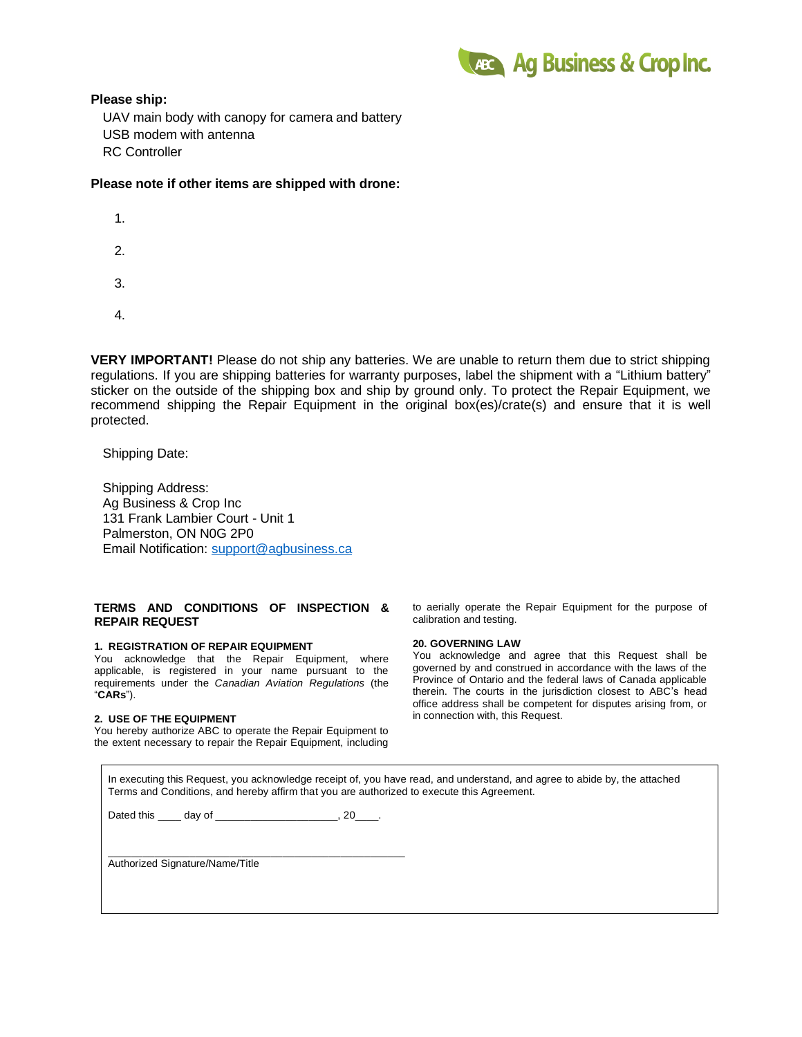**Please ship:**

UAV main body with canopy for camera and battery
USB modem with antenna
RC Controller

**Please note if other items are shipped with drone:**

1.

2.

3.

4.

**VERY IMPORTANT!** Please do not ship any batteries. We are unable to return them due to strict shipping regulations. If you are shipping batteries for warranty purposes, label the shipment with a "Lithium battery" sticker on the outside of the shipping box and ship by ground only. To protect the Repair Equipment, we recommend shipping the Repair Equipment in the original box(es)/crate(s) and ensure that it is well protected.

Shipping Date:

Shipping Address:
Ag Business & Crop Inc
131 Frank Lambier Court - Unit 1
Palmerston, ON N0G 2P0
Email Notification: support@agbusiness.ca

## TERMS AND CONDITIONS OF INSPECTION & REPAIR REQUEST

**1. REGISTRATION OF REPAIR EQUIPMENT**

You acknowledge that the Repair Equipment, where applicable, is registered in your name pursuant to the requirements under the *Canadian Aviation Regulations* (the "**CARs**").

**2. USE OF THE EQUIPMENT**

You hereby authorize ABC to operate the Repair Equipment to the extent necessary to repair the Repair Equipment, including to aerially operate the Repair Equipment for the purpose of calibration and testing.

**20. GOVERNING LAW**

You acknowledge and agree that this Request shall be governed by and construed in accordance with the laws of the Province of Ontario and the federal laws of Canada applicable therein. The courts in the jurisdiction closest to ABC's head office address shall be competent for disputes arising from, or in connection with, this Request.

In executing this Request, you acknowledge receipt of, you have read, and understand, and agree to abide by, the attached Terms and Conditions, and hereby affirm that you are authorized to execute this Agreement.

Dated this ____ day of ____________________, 20____.

_______________________________________________
Authorized Signature/Name/Title